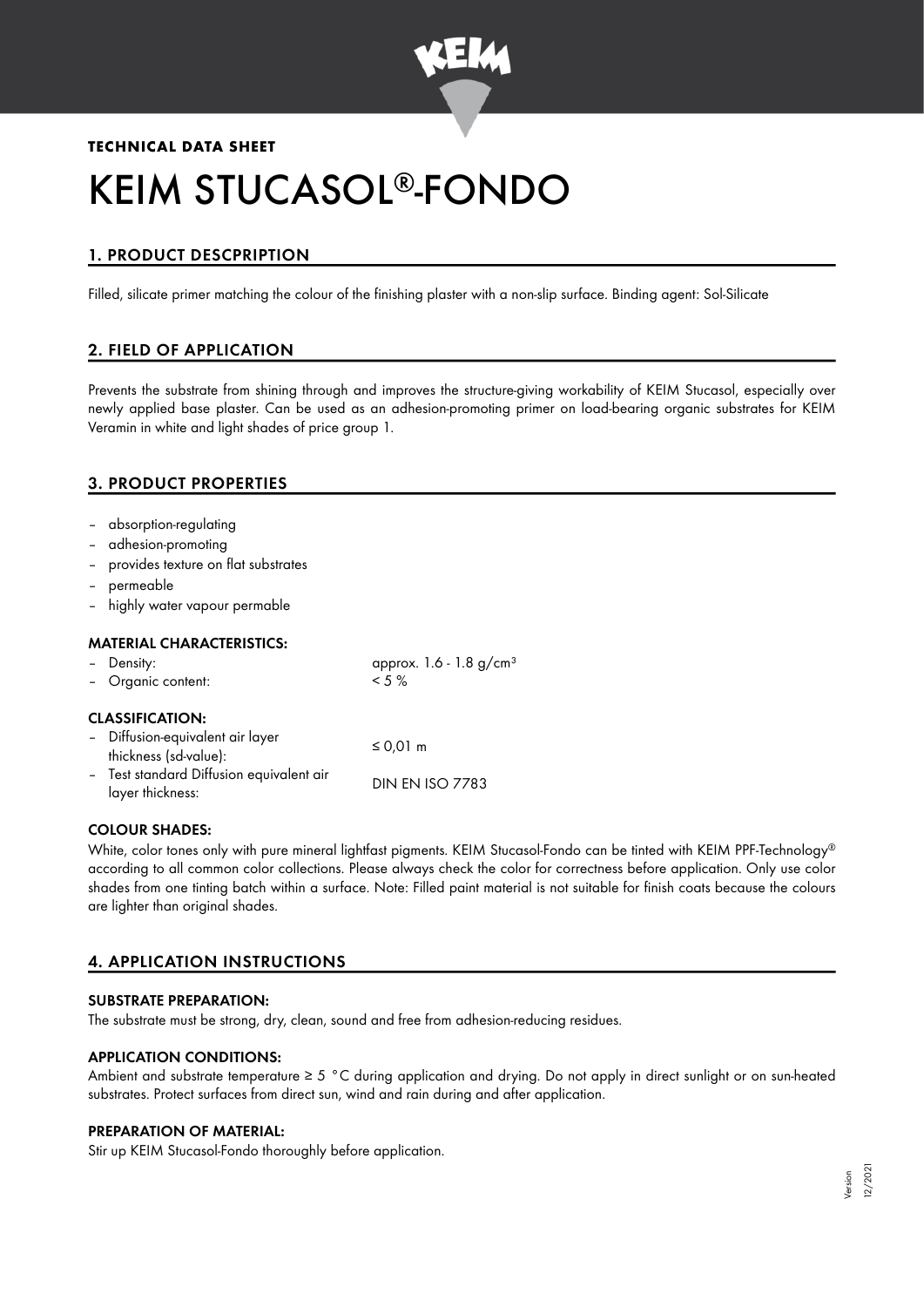**TECHNICAL DATA SHEET**

# KEIM STUCASOL®-FONDO

## 1. PRODUCT DESCPRIPTION

Filled, silicate primer matching the colour of the finishing plaster with a non-slip surface. Binding agent: Sol-Silicate

## 2. FIELD OF APPLICATION

Prevents the substrate from shining through and improves the structure-giving workability of KEIM Stucasol, especially over newly applied base plaster. Can be used as an adhesion-promoting primer on load-bearing organic substrates for KEIM Veramin in white and light shades of price group 1.

## 3. PRODUCT PROPERTIES

- absorption-regulating
- adhesion-promoting
- provides texture on flat substrates
- permeable
- highly water vapour permable

### MATERIAL CHARACTERISTICS:

| | |
|---|---|
| – Density: | approx. 1.6 - 1.8 g/cm³ |
| – Organic content: | < 5 % |

### CLASSIFICATION:

| | |
|---|---|
| – Diffusion-equivalent air layer thickness (sd-value): | ≤ 0,01 m |
| – Test standard Diffusion equivalent air layer thickness: | DIN EN ISO 7783 |

### COLOUR SHADES:

White, color tones only with pure mineral lightfast pigments. KEIM Stucasol-Fondo can be tinted with KEIM PPF-Technology® according to all common color collections. Please always check the color for correctness before application. Only use color shades from one tinting batch within a surface. Note: Filled paint material is not suitable for finish coats because the colours are lighter than original shades.

## 4. APPLICATION INSTRUCTIONS

### SUBSTRATE PREPARATION:

The substrate must be strong, dry, clean, sound and free from adhesion-reducing residues.

### APPLICATION CONDITIONS:

Ambient and substrate temperature ≥ 5 °C during application and drying. Do not apply in direct sunlight or on sun-heated substrates. Protect surfaces from direct sun, wind and rain during and after application.

### PREPARATION OF MATERIAL:

Stir up KEIM Stucasol-Fondo thoroughly before application.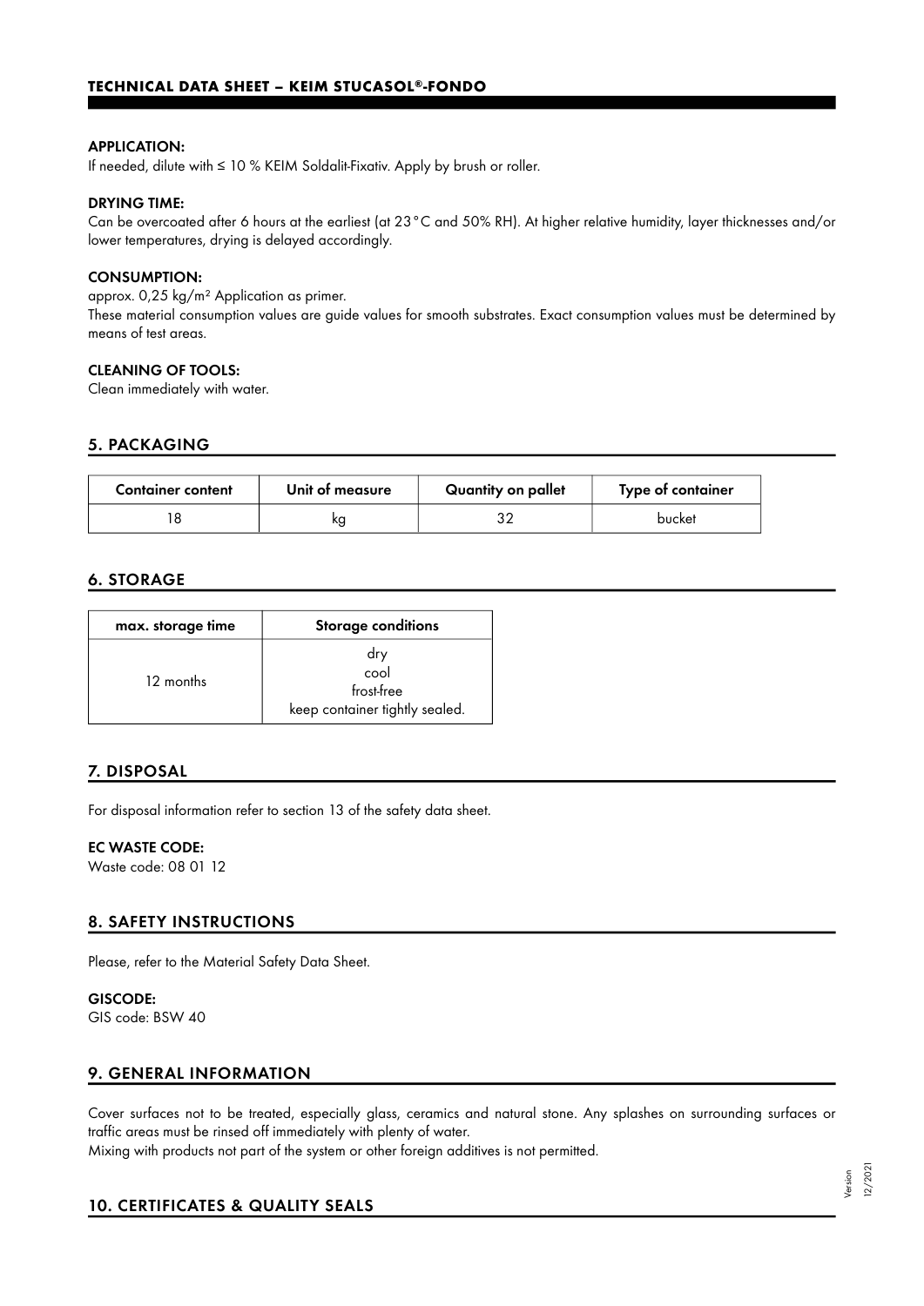**APPLICATION:**
If needed, dilute with ≤ 10 % KEIM Soldalit-Fixativ. Apply by brush or roller.

**DRYING TIME:**
Can be overcoated after 6 hours at the earliest (at 23°C and 50% RH). At higher relative humidity, layer thicknesses and/or lower temperatures, drying is delayed accordingly.

**CONSUMPTION:**
approx. 0,25 kg/m² Application as primer.
These material consumption values are guide values for smooth substrates. Exact consumption values must be determined by means of test areas.

**CLEANING OF TOOLS:**
Clean immediately with water.

## 5. PACKAGING

| Container content | Unit of measure | Quantity on pallet | Type of container |
| --- | --- | --- | --- |
| 18 | kg | 32 | bucket |

## 6. STORAGE

| max. storage time | Storage conditions |
| --- | --- |
| 12 months | dry<br>cool<br>frost-free<br>keep container tightly sealed. |

## 7. DISPOSAL

For disposal information refer to section 13 of the safety data sheet.

**EC WASTE CODE:**
Waste code: 08 01 12

## 8. SAFETY INSTRUCTIONS

Please, refer to the Material Safety Data Sheet.

**GISCODE:**
GIS code: BSW 40

## 9. GENERAL INFORMATION

Cover surfaces not to be treated, especially glass, ceramics and natural stone. Any splashes on surrounding surfaces or traffic areas must be rinsed off immediately with plenty of water.
Mixing with products not part of the system or other foreign additives is not permitted.

## 10. CERTIFICATES & QUALITY SEALS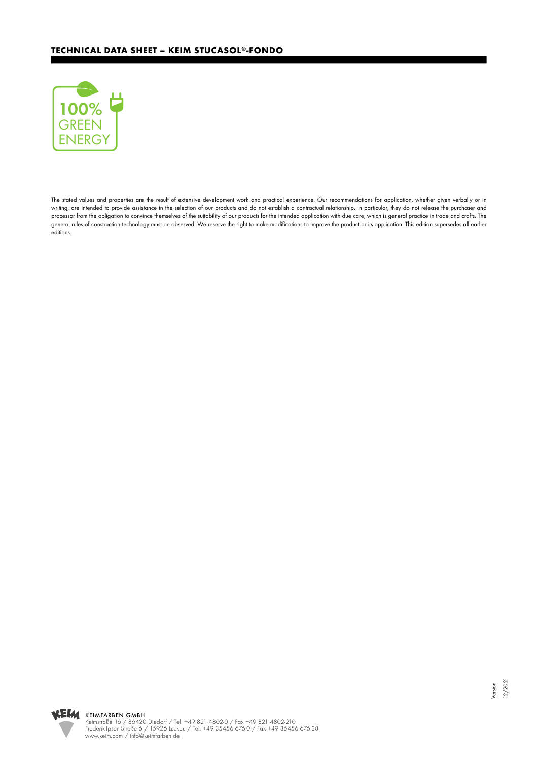The stated values and properties are the result of extensive development work and practical experience. Our recommendations for application, whether given verbally or in writing, are intended to provide assistance in the selection of our products and do not establish a contractual relationship. In particular, they do not release the purchaser and processor from the obligation to convince themselves of the suitability of our products for the intended application with due care, which is general practice in trade and crafts. The general rules of construction technology must be observed. We reserve the right to make modifications to improve the product or its application. This edition supersedes all earlier editions.